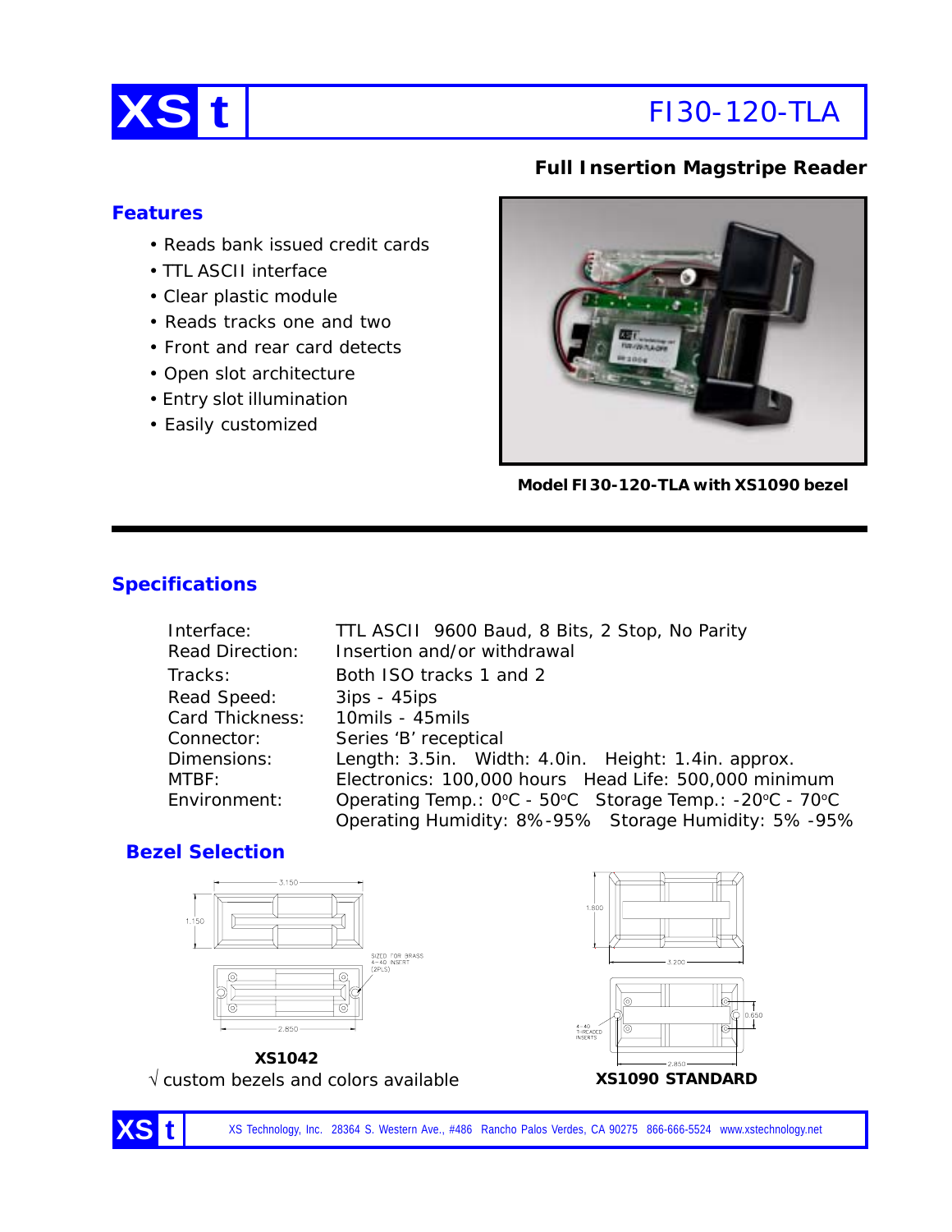# XS t FI30-120-TLA

**Full Insertion Magstripe Reader**

## Features

- Reads bank issued credit cards
- TTL ASCII interface
- Clear plastic module
- Reads tracks one and two
- Front and rear card detects
- Open slot architecture
- Entry slot illumination
- Easily customized

**Model FI30-120-TLA with XS1090 bezel**

## Specifications

| | |
|---|---|
| Interface: | TTL ASCII 9600 Baud, 8 Bits, 2 Stop, No Parity |
| Read Direction: | Insertion and/or withdrawal |
| Tracks: | Both ISO tracks 1 and 2 |
| Read Speed: | 3ips - 45ips |
| Card Thickness: | 10mils - 45mils |
| Connector: | Series 'B' receptical |
| Dimensions: | Length: 3.5in. Width: 4.0in. Height: 1.4in. approx. |
| MTBF: | Electronics: 100,000 hours Head Life: 500,000 minimum |
| Environment: | Operating Temp.: 0°C - 50°C Storage Temp.: -20°C - 70°C |
| | Operating Humidity: 8%-95% Storage Humidity: 5% -95% |

## Bezel Selection

3.150
1.150
SIZED FOR BRASS 4-40 INSERT (2PLS)
2.850

**XS1042**

√ custom bezels and colors available

1.800
3.200
0.650
4-40 THREADED INSERTS
2.850

**XS1090 STANDARD**

XS Technology, Inc. 28364 S. Western Ave., #486 Rancho Palos Verdes, CA 90275 866-666-5524 www.xstechnology.net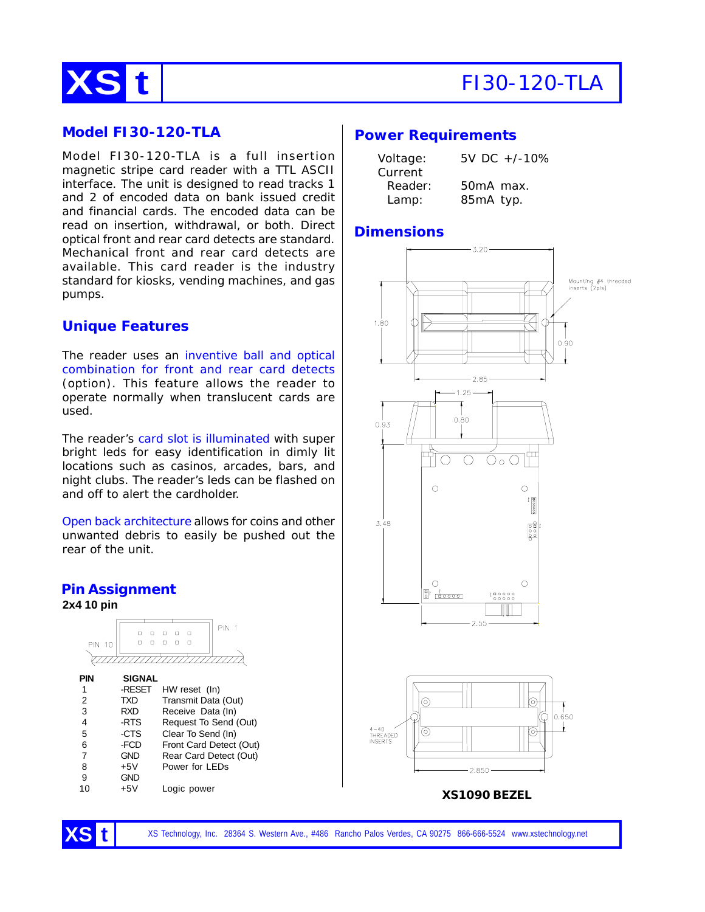# FI30-120-TLA

## Model FI30-120-TLA

Model FI30-120-TLA is a full insertion magnetic stripe card reader with a TTL ASCII interface. The unit is designed to read tracks 1 and 2 of encoded data on bank issued credit and financial cards. The encoded data can be read on insertion, withdrawal, or both. Direct optical front and rear card detects are standard. Mechanical front and rear card detects are available. This card reader is the industry standard for kiosks, vending machines, and gas pumps.

## Unique Features

The reader uses an inventive ball and optical combination for front and rear card detects (option). This feature allows the reader to operate normally when translucent cards are used.

The reader's card slot is illuminated with super bright leds for easy identification in dimly lit locations such as casinos, arcades, bars, and night clubs. The reader's leds can be flashed on and off to alert the cardholder.

Open back architecture allows for coins and other unwanted debris to easily be pushed out the rear of the unit.

## Pin Assignment

**2x4 10 pin**

PIN 1

PIN 10

| PIN | SIGNAL | |
|---|---|---|
| 1 | -RESET | HW reset (In) |
| 2 | TXD | Transmit Data (Out) |
| 3 | RXD | Receive Data (In) |
| 4 | -RTS | Request To Send (Out) |
| 5 | -CTS | Clear To Send (In) |
| 6 | -FCD | Front Card Detect (Out) |
| 7 | GND | Rear Card Detect (Out) |
| 8 | +5V | Power for LEDs |
| 9 | GND | |
| 10 | +5V | Logic power |

## Power Requirements

| | |
|---|---|
| Voltage: | 5V DC +/-10% |
| Current | |
| Reader: | 50mA max. |
| Lamp: | 85mA typ. |

## Dimensions

3.20

Mounting #4 threaded inserts (2pls)

1.80

0.90

2.85

1.25

0.93

0.80

3.48

2.55

4-40 THREADED INSERTS

0.650

2.850

**XS1090 BEZEL**

XS Technology, Inc. 28364 S. Western Ave., #486 Rancho Palos Verdes, CA 90275 866-666-5524 www.xstechnology.net